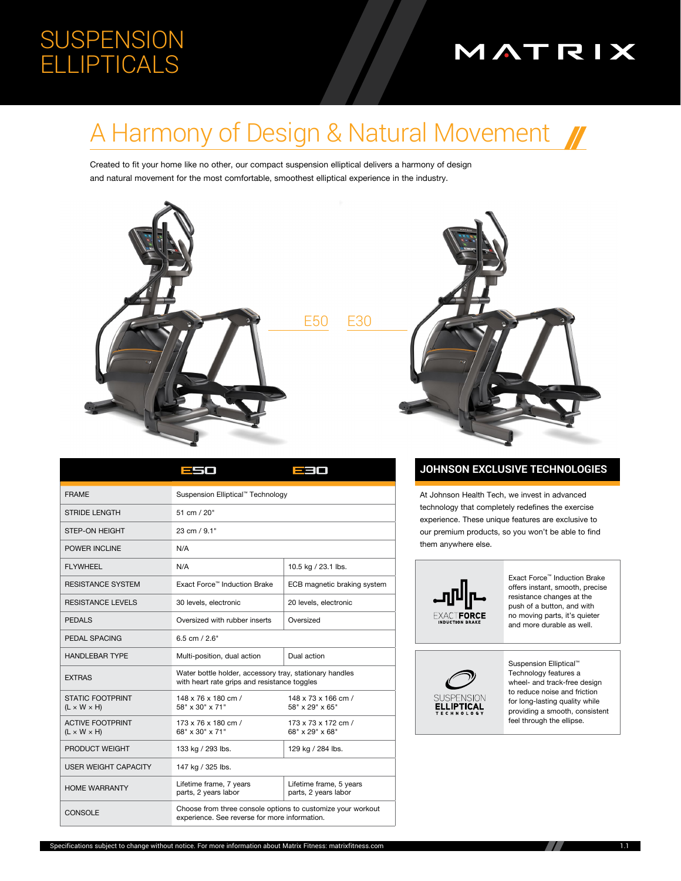# SUSPENSION ELLIPTICALS

MATRIX

## A Harmony of Design & Natural Movement

Created to fit your home like no other, our compact suspension elliptical delivers a harmony of design and natural movement for the most comfortable, smoothest elliptical experience in the industry.

E50 E30

| | E50 | E30 |
|---|---|---|
| FRAME | Suspension Elliptical™ Technology | |
| STRIDE LENGTH | 51 cm / 20" | |
| STEP-ON HEIGHT | 23 cm / 9.1" | |
| POWER INCLINE | N/A | |
| FLYWHEEL | N/A | 10.5 kg / 23.1 lbs. |
| RESISTANCE SYSTEM | Exact Force™ Induction Brake | ECB magnetic braking system |
| RESISTANCE LEVELS | 30 levels, electronic | 20 levels, electronic |
| PEDALS | Oversized with rubber inserts | Oversized |
| PEDAL SPACING | 6.5 cm / 2.6" | |
| HANDLEBAR TYPE | Multi-position, dual action | Dual action |
| EXTRAS | Water bottle holder, accessory tray, stationary handles with heart rate grips and resistance toggles | |
| STATIC FOOTPRINT (L × W × H) | 148 x 76 x 180 cm / 58" x 30" x 71" | 148 x 73 x 166 cm / 58" x 29" x 65" |
| ACTIVE FOOTPRINT (L × W × H) | 173 x 76 x 180 cm / 68" x 30" x 71" | 173 x 73 x 172 cm / 68" x 29" x 68" |
| PRODUCT WEIGHT | 133 kg / 293 lbs. | 129 kg / 284 lbs. |
| USER WEIGHT CAPACITY | 147 kg / 325 lbs. | |
| HOME WARRANTY | Lifetime frame, 7 years parts, 2 years labor | Lifetime frame, 5 years parts, 2 years labor |
| CONSOLE | Choose from three console options to customize your workout experience. See reverse for more information. | |

## JOHNSON EXCLUSIVE TECHNOLOGIES

At Johnson Health Tech, we invest in advanced technology that completely redefines the exercise experience. These unique features are exclusive to our premium products, so you won't be able to find them anywhere else.

**EXACT FORCE INDUCTION BRAKE**

Exact Force™ Induction Brake offers instant, smooth, precise resistance changes at the push of a button, and with no moving parts, it's quieter and more durable as well.

**SUSPENSION ELLIPTICAL TECHNOLOGY**

Suspension Elliptical™ Technology features a wheel- and track-free design to reduce noise and friction for long-lasting quality while providing a smooth, consistent feel through the ellipse.

Specifications subject to change without notice. For more information about Matrix Fitness: matrixfitness.com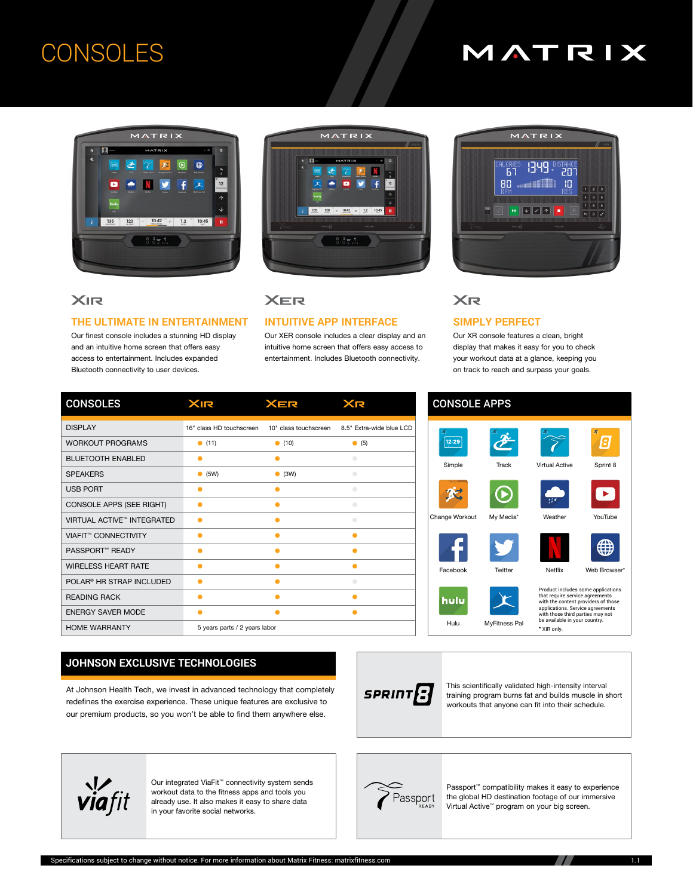# CONSOLES

MATRIX

## XIR

### THE ULTIMATE IN ENTERTAINMENT

Our finest console includes a stunning HD display and an intuitive home screen that offers easy access to entertainment. Includes expanded Bluetooth connectivity to user devices.

## XER

### INTUITIVE APP INTERFACE

Our XER console includes a clear display and an intuitive home screen that offers easy access to entertainment. Includes Bluetooth connectivity.

## XR

### SIMPLY PERFECT

Our XR console features a clean, bright display that makes it easy for you to check your workout data at a glance, keeping you on track to reach and surpass your goals.

| CONSOLES | XIR | XER | XR |
|---|---|---|---|
| DISPLAY | 16" class HD touchscreen | 10" class touchscreen | 8.5" Extra-wide blue LCD |
| WORKOUT PROGRAMS | ● (11) | ● (10) | ● (5) |
| BLUETOOTH ENABLED | ● | ● | |
| SPEAKERS | ● (5W) | ● (3W) | |
| USB PORT | ● | ● | |
| CONSOLE APPS (SEE RIGHT) | ● | ● | |
| VIRTUAL ACTIVE™ INTEGRATED | ● | ● | |
| VIAFIT™ CONNECTIVITY | ● | ● | ● |
| PASSPORT™ READY | ● | ● | ● |
| WIRELESS HEART RATE | ● | ● | ● |
| POLAR® HR STRAP INCLUDED | ● | ● | |
| READING RACK | ● | ● | ● |
| ENERGY SAVER MODE | ● | ● | ● |
| HOME WARRANTY | 5 years parts / 2 years labor | | |

## CONSOLE APPS

Simple, Track, Virtual Active, Sprint 8, Change Workout, My Media*, Weather, YouTube, Facebook, Twitter, Netflix, Web Browser*, Hulu, MyFitness Pal

Product includes some applications that require service agreements with the content providers of those applications. Service agreements with those third parties may not be available in your country.

* XIR only.

## JOHNSON EXCLUSIVE TECHNOLOGIES

At Johnson Health Tech, we invest in advanced technology that completely redefines the exercise experience. These unique features are exclusive to our premium products, so you won't be able to find them anywhere else.

**SPRINT 8**
This scientifically validated high-intensity interval training program burns fat and builds muscle in short workouts that anyone can fit into their schedule.

**viafit**
Our integrated ViaFit™ connectivity system sends workout data to the fitness apps and tools you already use. It also makes it easy to share data in your favorite social networks.

**Passport READY**
Passport™ compatibility makes it easy to experience the global HD destination footage of our immersive Virtual Active™ program on your big screen.

Specifications subject to change without notice. For more information about Matrix Fitness: matrixfitness.com